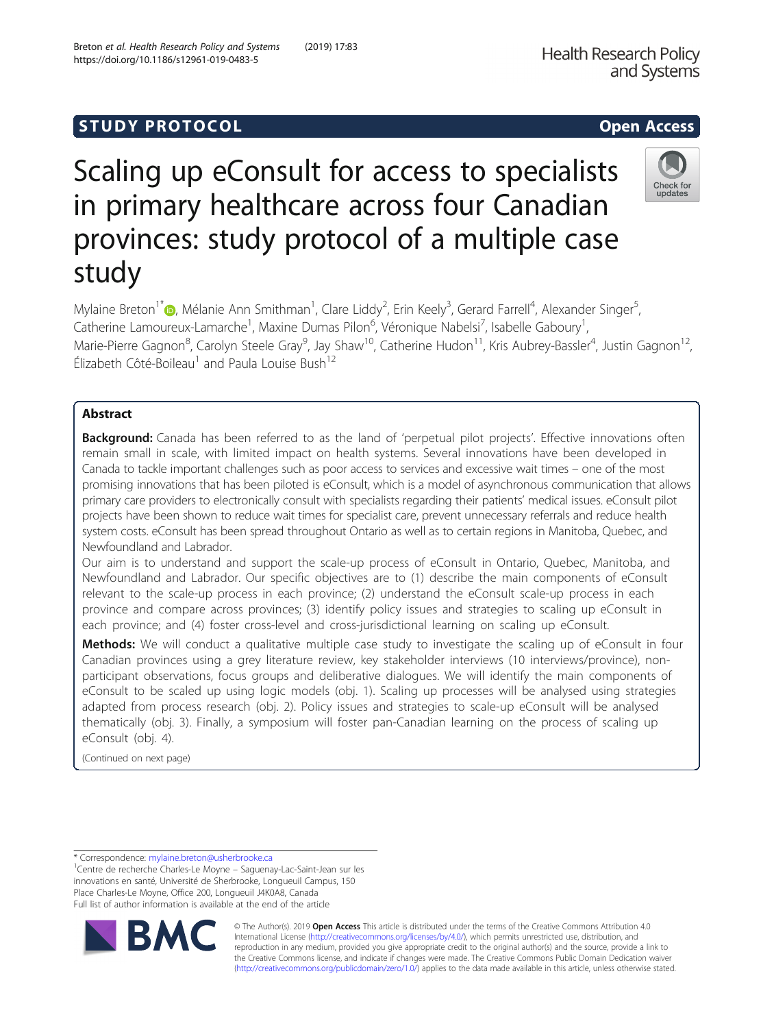STUDY PROTOCOL

Open Access

# Scaling up eConsult for access to specialists in primary healthcare across four Canadian provinces: study protocol of a multiple case study

Mylaine Breton[1*], Mélanie Ann Smithman[1], Clare Liddy[2], Erin Keely[3], Gerard Farrell[4], Alexander Singer[5], Catherine Lamoureux-Lamarche[1], Maxine Dumas Pilon[6], Véronique Nabelsi[7], Isabelle Gaboury[1], Marie-Pierre Gagnon[8], Carolyn Steele Gray[9], Jay Shaw[10], Catherine Hudon[11], Kris Aubrey-Bassler[4], Justin Gagnon[12], Élizabeth Côté-Boileau[1] and Paula Louise Bush[12]

## Abstract

**Background:** Canada has been referred to as the land of 'perpetual pilot projects'. Effective innovations often remain small in scale, with limited impact on health systems. Several innovations have been developed in Canada to tackle important challenges such as poor access to services and excessive wait times – one of the most promising innovations that has been piloted is eConsult, which is a model of asynchronous communication that allows primary care providers to electronically consult with specialists regarding their patients' medical issues. eConsult pilot projects have been shown to reduce wait times for specialist care, prevent unnecessary referrals and reduce health system costs. eConsult has been spread throughout Ontario as well as to certain regions in Manitoba, Quebec, and Newfoundland and Labrador.

Our aim is to understand and support the scale-up process of eConsult in Ontario, Quebec, Manitoba, and Newfoundland and Labrador. Our specific objectives are to (1) describe the main components of eConsult relevant to the scale-up process in each province; (2) understand the eConsult scale-up process in each province and compare across provinces; (3) identify policy issues and strategies to scaling up eConsult in each province; and (4) foster cross-level and cross-jurisdictional learning on scaling up eConsult.

**Methods:** We will conduct a qualitative multiple case study to investigate the scaling up of eConsult in four Canadian provinces using a grey literature review, key stakeholder interviews (10 interviews/province), non-participant observations, focus groups and deliberative dialogues. We will identify the main components of eConsult to be scaled up using logic models (obj. 1). Scaling up processes will be analysed using strategies adapted from process research (obj. 2). Policy issues and strategies to scale-up eConsult will be analysed thematically (obj. 3). Finally, a symposium will foster pan-Canadian learning on the process of scaling up eConsult (obj. 4).

(Continued on next page)

* Correspondence: mylaine.breton@usherbrooke.ca
[1]Centre de recherche Charles-Le Moyne – Saguenay-Lac-Saint-Jean sur les innovations en santé, Université de Sherbrooke, Longueuil Campus, 150 Place Charles-Le Moyne, Office 200, Longueuil J4K0A8, Canada
Full list of author information is available at the end of the article

© The Author(s). 2019 **Open Access** This article is distributed under the terms of the Creative Commons Attribution 4.0 International License (http://creativecommons.org/licenses/by/4.0/), which permits unrestricted use, distribution, and reproduction in any medium, provided you give appropriate credit to the original author(s) and the source, provide a link to the Creative Commons license, and indicate if changes were made. The Creative Commons Public Domain Dedication waiver (http://creativecommons.org/publicdomain/zero/1.0/) applies to the data made available in this article, unless otherwise stated.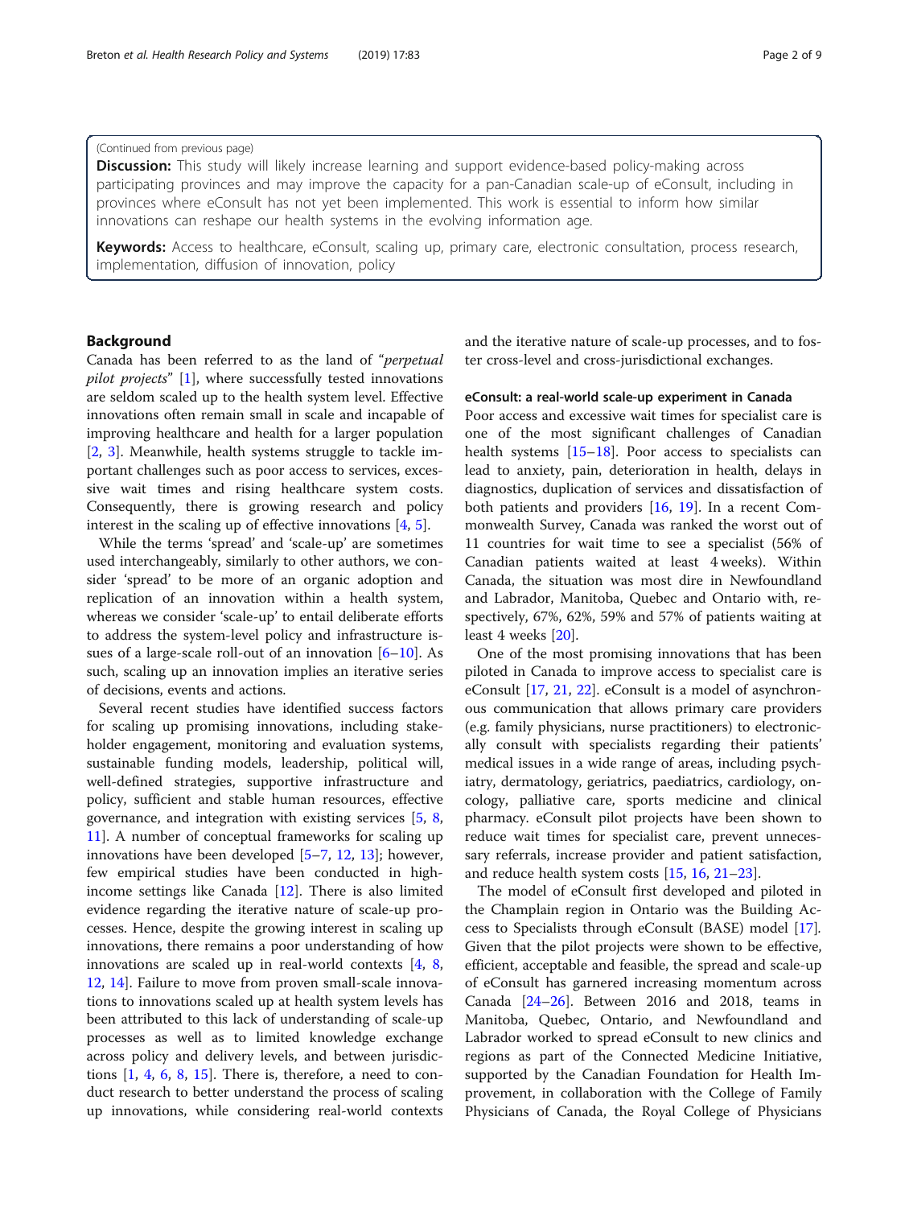(Continued from previous page)

**Discussion:** This study will likely increase learning and support evidence-based policy-making across participating provinces and may improve the capacity for a pan-Canadian scale-up of eConsult, including in provinces where eConsult has not yet been implemented. This work is essential to inform how similar innovations can reshape our health systems in the evolving information age.

**Keywords:** Access to healthcare, eConsult, scaling up, primary care, electronic consultation, process research, implementation, diffusion of innovation, policy

## Background

Canada has been referred to as the land of "*perpetual pilot projects*" [1], where successfully tested innovations are seldom scaled up to the health system level. Effective innovations often remain small in scale and incapable of improving healthcare and health for a larger population [2, 3]. Meanwhile, health systems struggle to tackle important challenges such as poor access to services, excessive wait times and rising healthcare system costs. Consequently, there is growing research and policy interest in the scaling up of effective innovations [4, 5].

While the terms 'spread' and 'scale-up' are sometimes used interchangeably, similarly to other authors, we consider 'spread' to be more of an organic adoption and replication of an innovation within a health system, whereas we consider 'scale-up' to entail deliberate efforts to address the system-level policy and infrastructure issues of a large-scale roll-out of an innovation [6–10]. As such, scaling up an innovation implies an iterative series of decisions, events and actions.

Several recent studies have identified success factors for scaling up promising innovations, including stakeholder engagement, monitoring and evaluation systems, sustainable funding models, leadership, political will, well-defined strategies, supportive infrastructure and policy, sufficient and stable human resources, effective governance, and integration with existing services [5, 8, 11]. A number of conceptual frameworks for scaling up innovations have been developed [5–7, 12, 13]; however, few empirical studies have been conducted in high-income settings like Canada [12]. There is also limited evidence regarding the iterative nature of scale-up processes. Hence, despite the growing interest in scaling up innovations, there remains a poor understanding of how innovations are scaled up in real-world contexts [4, 8, 12, 14]. Failure to move from proven small-scale innovations to innovations scaled up at health system levels has been attributed to this lack of understanding of scale-up processes as well as to limited knowledge exchange across policy and delivery levels, and between jurisdictions [1, 4, 6, 8, 15]. There is, therefore, a need to conduct research to better understand the process of scaling up innovations, while considering real-world contexts and the iterative nature of scale-up processes, and to foster cross-level and cross-jurisdictional exchanges.

### eConsult: a real-world scale-up experiment in Canada

Poor access and excessive wait times for specialist care is one of the most significant challenges of Canadian health systems [15–18]. Poor access to specialists can lead to anxiety, pain, deterioration in health, delays in diagnostics, duplication of services and dissatisfaction of both patients and providers [16, 19]. In a recent Commonwealth Survey, Canada was ranked the worst out of 11 countries for wait time to see a specialist (56% of Canadian patients waited at least 4 weeks). Within Canada, the situation was most dire in Newfoundland and Labrador, Manitoba, Quebec and Ontario with, respectively, 67%, 62%, 59% and 57% of patients waiting at least 4 weeks [20].

One of the most promising innovations that has been piloted in Canada to improve access to specialist care is eConsult [17, 21, 22]. eConsult is a model of asynchronous communication that allows primary care providers (e.g. family physicians, nurse practitioners) to electronically consult with specialists regarding their patients' medical issues in a wide range of areas, including psychiatry, dermatology, geriatrics, paediatrics, cardiology, oncology, palliative care, sports medicine and clinical pharmacy. eConsult pilot projects have been shown to reduce wait times for specialist care, prevent unnecessary referrals, increase provider and patient satisfaction, and reduce health system costs [15, 16, 21–23].

The model of eConsult first developed and piloted in the Champlain region in Ontario was the Building Access to Specialists through eConsult (BASE) model [17]. Given that the pilot projects were shown to be effective, efficient, acceptable and feasible, the spread and scale-up of eConsult has garnered increasing momentum across Canada [24–26]. Between 2016 and 2018, teams in Manitoba, Quebec, Ontario, and Newfoundland and Labrador worked to spread eConsult to new clinics and regions as part of the Connected Medicine Initiative, supported by the Canadian Foundation for Health Improvement, in collaboration with the College of Family Physicians of Canada, the Royal College of Physicians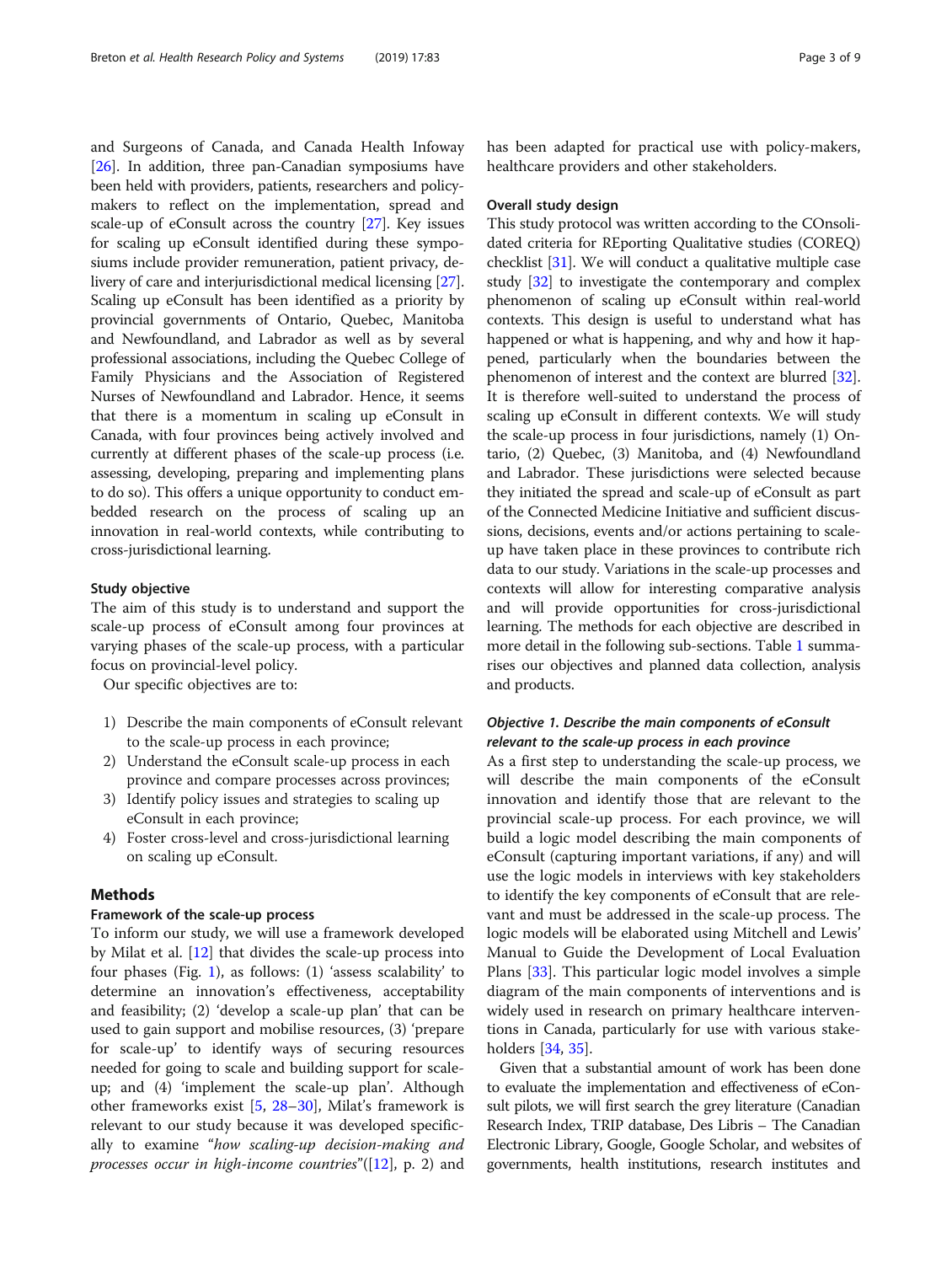and Surgeons of Canada, and Canada Health Infoway [26]. In addition, three pan-Canadian symposiums have been held with providers, patients, researchers and policy-makers to reflect on the implementation, spread and scale-up of eConsult across the country [27]. Key issues for scaling up eConsult identified during these symposiums include provider remuneration, patient privacy, delivery of care and interjurisdictional medical licensing [27]. Scaling up eConsult has been identified as a priority by provincial governments of Ontario, Quebec, Manitoba and Newfoundland, and Labrador as well as by several professional associations, including the Quebec College of Family Physicians and the Association of Registered Nurses of Newfoundland and Labrador. Hence, it seems that there is a momentum in scaling up eConsult in Canada, with four provinces being actively involved and currently at different phases of the scale-up process (i.e. assessing, developing, preparing and implementing plans to do so). This offers a unique opportunity to conduct embedded research on the process of scaling up an innovation in real-world contexts, while contributing to cross-jurisdictional learning.

### Study objective

The aim of this study is to understand and support the scale-up process of eConsult among four provinces at varying phases of the scale-up process, with a particular focus on provincial-level policy.

Our specific objectives are to:

1) Describe the main components of eConsult relevant to the scale-up process in each province;
2) Understand the eConsult scale-up process in each province and compare processes across provinces;
3) Identify policy issues and strategies to scaling up eConsult in each province;
4) Foster cross-level and cross-jurisdictional learning on scaling up eConsult.

## Methods

### Framework of the scale-up process

To inform our study, we will use a framework developed by Milat et al. [12] that divides the scale-up process into four phases (Fig. 1), as follows: (1) 'assess scalability' to determine an innovation's effectiveness, acceptability and feasibility; (2) 'develop a scale-up plan' that can be used to gain support and mobilise resources, (3) 'prepare for scale-up' to identify ways of securing resources needed for going to scale and building support for scale-up; and (4) 'implement the scale-up plan'. Although other frameworks exist [5, 28–30], Milat's framework is relevant to our study because it was developed specifically to examine "*how scaling-up decision-making and processes occur in high-income countries*"([12], p. 2) and has been adapted for practical use with policy-makers, healthcare providers and other stakeholders.

### Overall study design

This study protocol was written according to the COnsolidated criteria for REporting Qualitative studies (COREQ) checklist [31]. We will conduct a qualitative multiple case study [32] to investigate the contemporary and complex phenomenon of scaling up eConsult within real-world contexts. This design is useful to understand what has happened or what is happening, and why and how it happened, particularly when the boundaries between the phenomenon of interest and the context are blurred [32]. It is therefore well-suited to understand the process of scaling up eConsult in different contexts. We will study the scale-up process in four jurisdictions, namely (1) Ontario, (2) Quebec, (3) Manitoba, and (4) Newfoundland and Labrador. These jurisdictions were selected because they initiated the spread and scale-up of eConsult as part of the Connected Medicine Initiative and sufficient discussions, decisions, events and/or actions pertaining to scale-up have taken place in these provinces to contribute rich data to our study. Variations in the scale-up processes and contexts will allow for interesting comparative analysis and will provide opportunities for cross-jurisdictional learning. The methods for each objective are described in more detail in the following sub-sections. Table 1 summarises our objectives and planned data collection, analysis and products.

#### *Objective 1. Describe the main components of eConsult relevant to the scale-up process in each province*

As a first step to understanding the scale-up process, we will describe the main components of the eConsult innovation and identify those that are relevant to the provincial scale-up process. For each province, we will build a logic model describing the main components of eConsult (capturing important variations, if any) and will use the logic models in interviews with key stakeholders to identify the key components of eConsult that are relevant and must be addressed in the scale-up process. The logic models will be elaborated using Mitchell and Lewis' Manual to Guide the Development of Local Evaluation Plans [33]. This particular logic model involves a simple diagram of the main components of interventions and is widely used in research on primary healthcare interventions in Canada, particularly for use with various stakeholders [34, 35].

Given that a substantial amount of work has been done to evaluate the implementation and effectiveness of eConsult pilots, we will first search the grey literature (Canadian Research Index, TRIP database, Des Libris – The Canadian Electronic Library, Google, Google Scholar, and websites of governments, health institutions, research institutes and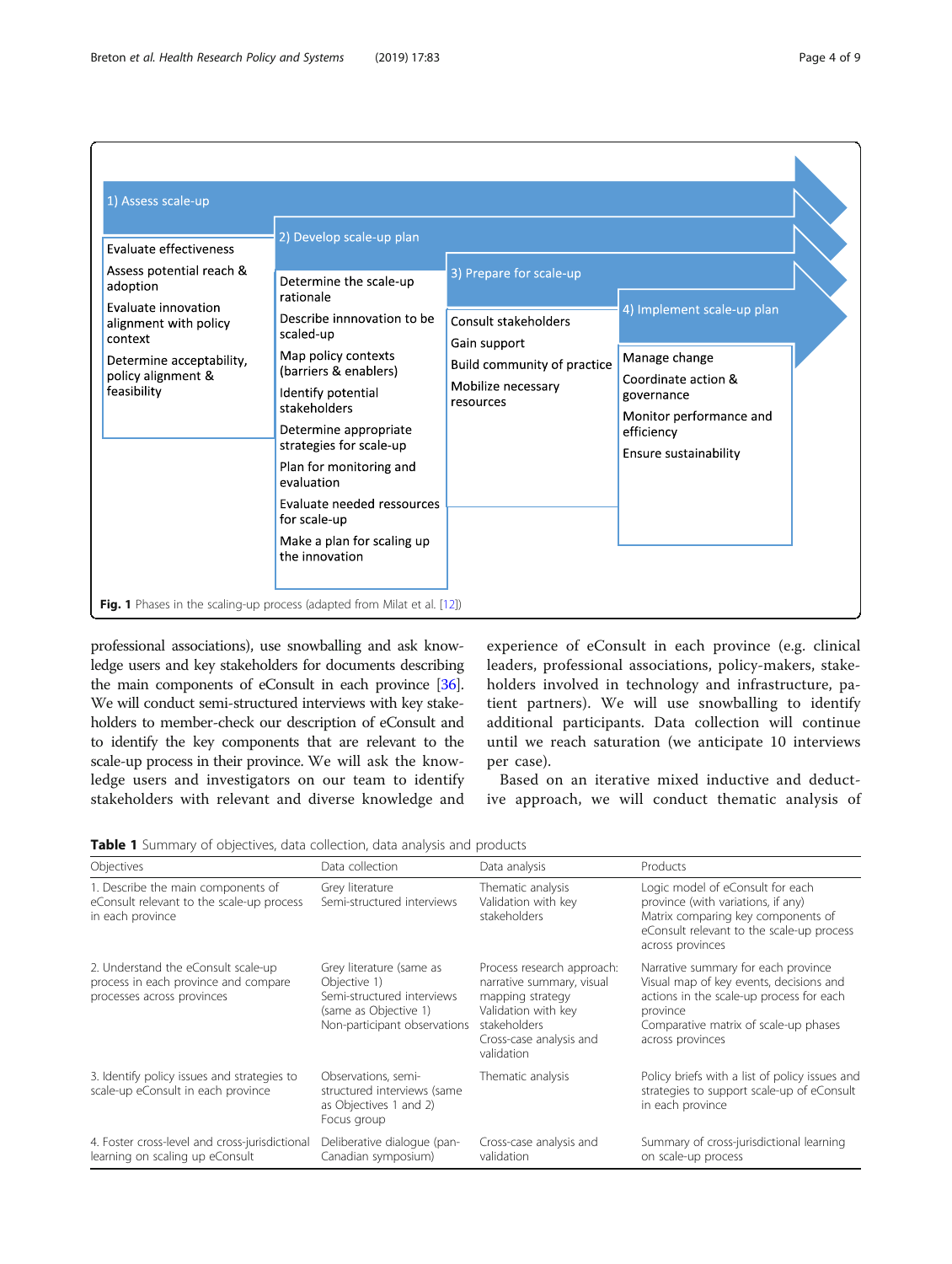1) Assess scale-up

- Evaluate effectiveness
- Assess potential reach & adoption
- Evaluate innovation alignment with policy context
- Determine acceptability, policy alignment & feasibility

2) Develop scale-up plan

- Determine the scale-up rationale
- Describe innnovation to be scaled-up
- Map policy contexts (barriers & enablers)
- Identify potential stakeholders
- Determine appropriate strategies for scale-up
- Plan for monitoring and evaluation
- Evaluate needed ressources for scale-up
- Make a plan for scaling up the innovation

3) Prepare for scale-up

- Consult stakeholders
- Gain support
- Build community of practice
- Mobilize necessary resources

4) Implement scale-up plan

- Manage change
- Coordinate action & governance
- Monitor performance and efficiency
- Ensure sustainability

**Fig. 1** Phases in the scaling-up process (adapted from Milat et al. [12])

professional associations), use snowballing and ask knowledge users and key stakeholders for documents describing the main components of eConsult in each province [36]. We will conduct semi-structured interviews with key stakeholders to member-check our description of eConsult and to identify the key components that are relevant to the scale-up process in their province. We will ask the knowledge users and investigators on our team to identify stakeholders with relevant and diverse knowledge and experience of eConsult in each province (e.g. clinical leaders, professional associations, policy-makers, stakeholders involved in technology and infrastructure, patient partners). We will use snowballing to identify additional participants. Data collection will continue until we reach saturation (we anticipate 10 interviews per case).

Based on an iterative mixed inductive and deductive approach, we will conduct thematic analysis of

**Table 1** Summary of objectives, data collection, data analysis and products

| Objectives | Data collection | Data analysis | Products |
|---|---|---|---|
| 1. Describe the main components of eConsult relevant to the scale-up process in each province | Grey literature<br>Semi-structured interviews | Thematic analysis<br>Validation with key stakeholders | Logic model of eConsult for each province (with variations, if any)<br>Matrix comparing key components of eConsult relevant to the scale-up process across provinces |
| 2. Understand the eConsult scale-up process in each province and compare processes across provinces | Grey literature (same as Objective 1)<br>Semi-structured interviews (same as Objective 1)<br>Non-participant observations | Process research approach: narrative summary, visual mapping strategy<br>Validation with key stakeholders<br>Cross-case analysis and validation | Narrative summary for each province<br>Visual map of key events, decisions and actions in the scale-up process for each province<br>Comparative matrix of scale-up phases across provinces |
| 3. Identify policy issues and strategies to scale-up eConsult in each province | Observations, semi-structured interviews (same as Objectives 1 and 2)<br>Focus group | Thematic analysis | Policy briefs with a list of policy issues and strategies to support scale-up of eConsult in each province |
| 4. Foster cross-level and cross-jurisdictional learning on scaling up eConsult | Deliberative dialogue (pan-Canadian symposium) | Cross-case analysis and validation | Summary of cross-jurisdictional learning on scale-up process |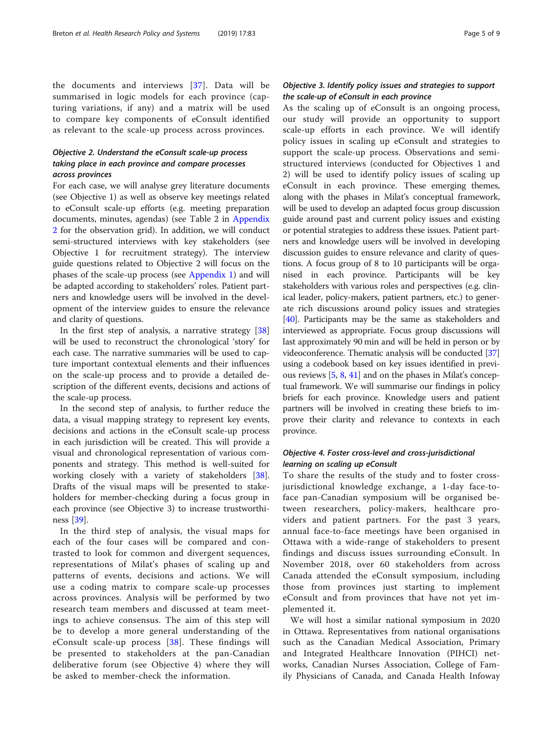the documents and interviews [37]. Data will be summarised in logic models for each province (capturing variations, if any) and a matrix will be used to compare key components of eConsult identified as relevant to the scale-up process across provinces.

### *Objective 2. Understand the eConsult scale-up process taking place in each province and compare processes across provinces*

For each case, we will analyse grey literature documents (see Objective 1) as well as observe key meetings related to eConsult scale-up efforts (e.g. meeting preparation documents, minutes, agendas) (see Table 2 in Appendix 2 for the observation grid). In addition, we will conduct semi-structured interviews with key stakeholders (see Objective 1 for recruitment strategy). The interview guide questions related to Objective 2 will focus on the phases of the scale-up process (see Appendix 1) and will be adapted according to stakeholders' roles. Patient partners and knowledge users will be involved in the development of the interview guides to ensure the relevance and clarity of questions.

In the first step of analysis, a narrative strategy [38] will be used to reconstruct the chronological 'story' for each case. The narrative summaries will be used to capture important contextual elements and their influences on the scale-up process and to provide a detailed description of the different events, decisions and actions of the scale-up process.

In the second step of analysis, to further reduce the data, a visual mapping strategy to represent key events, decisions and actions in the eConsult scale-up process in each jurisdiction will be created. This will provide a visual and chronological representation of various components and strategy. This method is well-suited for working closely with a variety of stakeholders [38]. Drafts of the visual maps will be presented to stakeholders for member-checking during a focus group in each province (see Objective 3) to increase trustworthiness [39].

In the third step of analysis, the visual maps for each of the four cases will be compared and contrasted to look for common and divergent sequences, representations of Milat's phases of scaling up and patterns of events, decisions and actions. We will use a coding matrix to compare scale-up processes across provinces. Analysis will be performed by two research team members and discussed at team meetings to achieve consensus. The aim of this step will be to develop a more general understanding of the eConsult scale-up process [38]. These findings will be presented to stakeholders at the pan-Canadian deliberative forum (see Objective 4) where they will be asked to member-check the information.

### *Objective 3. Identify policy issues and strategies to support the scale-up of eConsult in each province*

As the scaling up of eConsult is an ongoing process, our study will provide an opportunity to support scale-up efforts in each province. We will identify policy issues in scaling up eConsult and strategies to support the scale-up process. Observations and semi-structured interviews (conducted for Objectives 1 and 2) will be used to identify policy issues of scaling up eConsult in each province. These emerging themes, along with the phases in Milat's conceptual framework, will be used to develop an adapted focus group discussion guide around past and current policy issues and existing or potential strategies to address these issues. Patient partners and knowledge users will be involved in developing discussion guides to ensure relevance and clarity of questions. A focus group of 8 to 10 participants will be organised in each province. Participants will be key stakeholders with various roles and perspectives (e.g. clinical leader, policy-makers, patient partners, etc.) to generate rich discussions around policy issues and strategies [40]. Participants may be the same as stakeholders and interviewed as appropriate. Focus group discussions will last approximately 90 min and will be held in person or by videoconference. Thematic analysis will be conducted [37] using a codebook based on key issues identified in previous reviews [5, 8, 41] and on the phases in Milat's conceptual framework. We will summarise our findings in policy briefs for each province. Knowledge users and patient partners will be involved in creating these briefs to improve their clarity and relevance to contexts in each province.

### *Objective 4. Foster cross-level and cross-jurisdictional learning on scaling up eConsult*

To share the results of the study and to foster cross-jurisdictional knowledge exchange, a 1-day face-to-face pan-Canadian symposium will be organised between researchers, policy-makers, healthcare providers and patient partners. For the past 3 years, annual face-to-face meetings have been organised in Ottawa with a wide-range of stakeholders to present findings and discuss issues surrounding eConsult. In November 2018, over 60 stakeholders from across Canada attended the eConsult symposium, including those from provinces just starting to implement eConsult and from provinces that have not yet implemented it.

We will host a similar national symposium in 2020 in Ottawa. Representatives from national organisations such as the Canadian Medical Association, Primary and Integrated Healthcare Innovation (PIHCI) networks, Canadian Nurses Association, College of Family Physicians of Canada, and Canada Health Infoway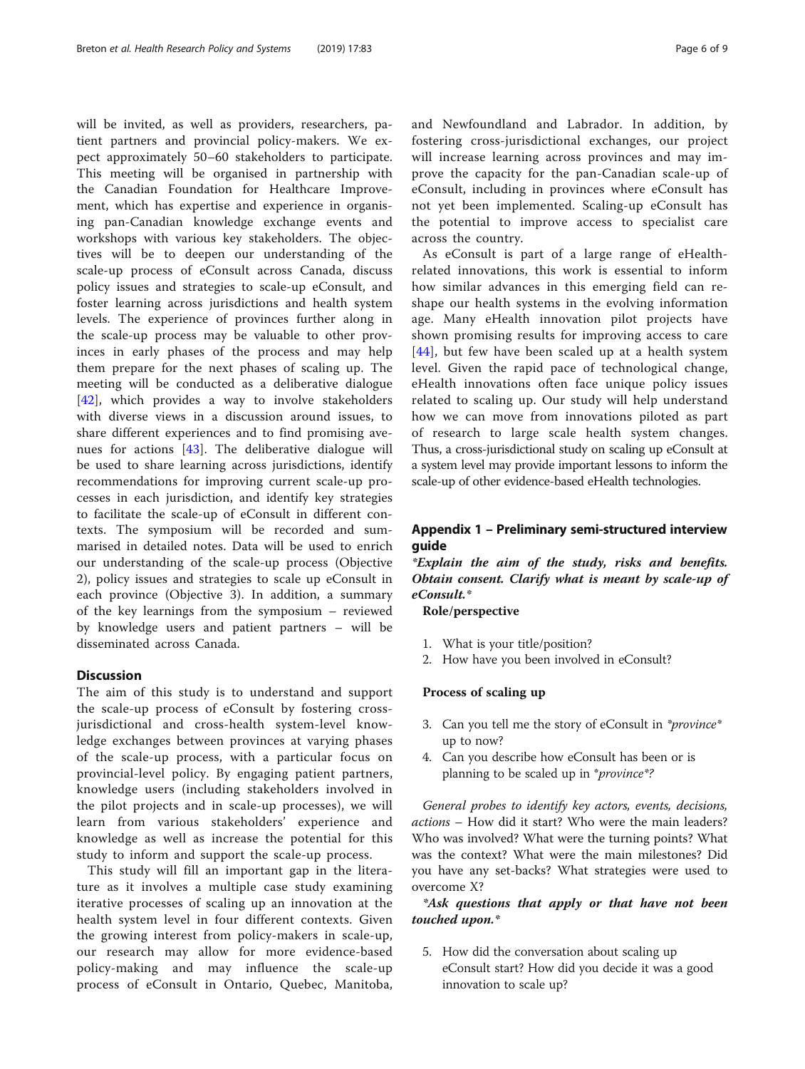will be invited, as well as providers, researchers, patient partners and provincial policy-makers. We expect approximately 50–60 stakeholders to participate. This meeting will be organised in partnership with the Canadian Foundation for Healthcare Improvement, which has expertise and experience in organising pan-Canadian knowledge exchange events and workshops with various key stakeholders. The objectives will be to deepen our understanding of the scale-up process of eConsult across Canada, discuss policy issues and strategies to scale-up eConsult, and foster learning across jurisdictions and health system levels. The experience of provinces further along in the scale-up process may be valuable to other provinces in early phases of the process and may help them prepare for the next phases of scaling up. The meeting will be conducted as a deliberative dialogue [42], which provides a way to involve stakeholders with diverse views in a discussion around issues, to share different experiences and to find promising avenues for actions [43]. The deliberative dialogue will be used to share learning across jurisdictions, identify recommendations for improving current scale-up processes in each jurisdiction, and identify key strategies to facilitate the scale-up of eConsult in different contexts. The symposium will be recorded and summarised in detailed notes. Data will be used to enrich our understanding of the scale-up process (Objective 2), policy issues and strategies to scale up eConsult in each province (Objective 3). In addition, a summary of the key learnings from the symposium – reviewed by knowledge users and patient partners – will be disseminated across Canada.

## Discussion

The aim of this study is to understand and support the scale-up process of eConsult by fostering cross-jurisdictional and cross-health system-level knowledge exchanges between provinces at varying phases of the scale-up process, with a particular focus on provincial-level policy. By engaging patient partners, knowledge users (including stakeholders involved in the pilot projects and in scale-up processes), we will learn from various stakeholders' experience and knowledge as well as increase the potential for this study to inform and support the scale-up process.

This study will fill an important gap in the literature as it involves a multiple case study examining iterative processes of scaling up an innovation at the health system level in four different contexts. Given the growing interest from policy-makers in scale-up, our research may allow for more evidence-based policy-making and may influence the scale-up process of eConsult in Ontario, Quebec, Manitoba, and Newfoundland and Labrador. In addition, by fostering cross-jurisdictional exchanges, our project will increase learning across provinces and may improve the capacity for the pan-Canadian scale-up of eConsult, including in provinces where eConsult has not yet been implemented. Scaling-up eConsult has the potential to improve access to specialist care across the country.

As eConsult is part of a large range of eHealth-related innovations, this work is essential to inform how similar advances in this emerging field can reshape our health systems in the evolving information age. Many eHealth innovation pilot projects have shown promising results for improving access to care [44], but few have been scaled up at a health system level. Given the rapid pace of technological change, eHealth innovations often face unique policy issues related to scaling up. Our study will help understand how we can move from innovations piloted as part of research to large scale health system changes. Thus, a cross-jurisdictional study on scaling up eConsult at a system level may provide important lessons to inform the scale-up of other evidence-based eHealth technologies.

## Appendix 1 – Preliminary semi-structured interview guide

***Explain the aim of the study, risks and benefits. Obtain consent. Clarify what is meant by scale-up of eConsult.***

**Role/perspective**

1. What is your title/position?
2. How have you been involved in eConsult?

**Process of scaling up**

3. Can you tell me the story of eConsult in *province* up to now?
4. Can you describe how eConsult has been or is planning to be scaled up in *province*?

*General probes to identify key actors, events, decisions, actions* – How did it start? Who were the main leaders? Who was involved? What were the turning points? What was the context? What were the main milestones? Did you have any set-backs? What strategies were used to overcome X?

***Ask questions that apply or that have not been touched upon.***

5. How did the conversation about scaling up eConsult start? How did you decide it was a good innovation to scale up?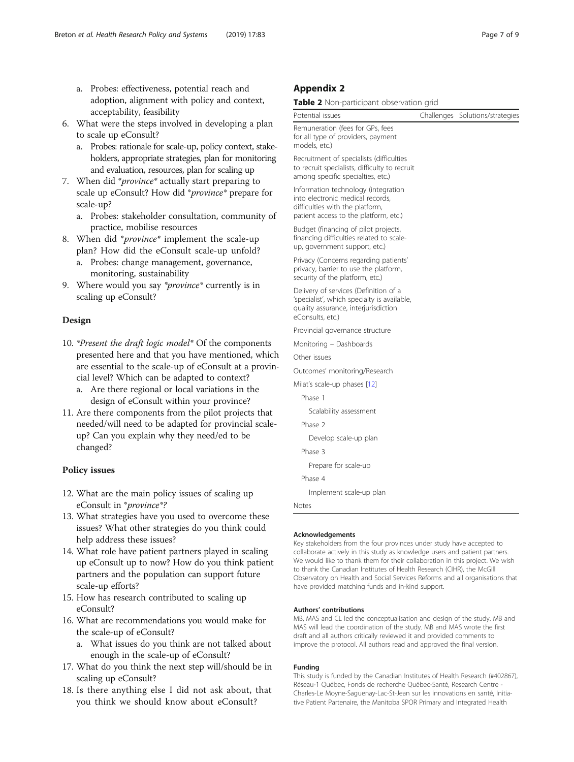a. Probes: effectiveness, potential reach and adoption, alignment with policy and context, acceptability, feasibility

6. What were the steps involved in developing a plan to scale up eConsult?
   a. Probes: rationale for scale-up, policy context, stakeholders, appropriate strategies, plan for monitoring and evaluation, resources, plan for scaling up
7. When did *province* actually start preparing to scale up eConsult? How did *province* prepare for scale-up?
   a. Probes: stakeholder consultation, community of practice, mobilise resources
8. When did *province* implement the scale-up plan? How did the eConsult scale-up unfold?
   a. Probes: change management, governance, monitoring, sustainability
9. Where would you say *province* currently is in scaling up eConsult?

### Design

10. *Present the draft logic model* Of the components presented here and that you have mentioned, which are essential to the scale-up of eConsult at a provincial level? Which can be adapted to context?
    a. Are there regional or local variations in the design of eConsult within your province?
11. Are there components from the pilot projects that needed/will need to be adapted for provincial scale-up? Can you explain why they need/ed to be changed?

### Policy issues

12. What are the main policy issues of scaling up eConsult in *province*?
13. What strategies have you used to overcome these issues? What other strategies do you think could help address these issues?
14. What role have patient partners played in scaling up eConsult up to now? How do you think patient partners and the population can support future scale-up efforts?
15. How has research contributed to scaling up eConsult?
16. What are recommendations you would make for the scale-up of eConsult?
    a. What issues do you think are not talked about enough in the scale-up of eConsult?
17. What do you think the next step will/should be in scaling up eConsult?
18. Is there anything else I did not ask about, that you think we should know about eConsult?

## Appendix 2

**Table 2** Non-participant observation grid

| Potential issues | Challenges | Solutions/strategies |
|---|---|---|
| Remuneration (fees for GPs, fees for all type of providers, payment models, etc.) | | |
| Recruitment of specialists (difficulties to recruit specialists, difficulty to recruit among specific specialties, etc.) | | |
| Information technology (integration into electronic medical records, difficulties with the platform, patient access to the platform, etc.) | | |
| Budget (financing of pilot projects, financing difficulties related to scale-up, government support, etc.) | | |
| Privacy (Concerns regarding patients' privacy, barrier to use the platform, security of the platform, etc.) | | |
| Delivery of services (Definition of a 'specialist', which specialty is available, quality assurance, interjurisdiction eConsults, etc.) | | |
| Provincial governance structure | | |
| Monitoring – Dashboards | | |
| Other issues | | |
| Outcomes' monitoring/Research | | |
| Milat's scale-up phases [12] | | |
| Phase 1 | | |
| Scalability assessment | | |
| Phase 2 | | |
| Develop scale-up plan | | |
| Phase 3 | | |
| Prepare for scale-up | | |
| Phase 4 | | |
| Implement scale-up plan | | |
| Notes | | |

#### Acknowledgements
Key stakeholders from the four provinces under study have accepted to collaborate actively in this study as knowledge users and patient partners. We would like to thank them for their collaboration in this project. We wish to thank the Canadian Institutes of Health Research (CIHR), the McGill Observatory on Health and Social Services Reforms and all organisations that have provided matching funds and in-kind support.

#### Authors' contributions
MB, MAS and CL led the conceptualisation and design of the study. MB and MAS will lead the coordination of the study. MB and MAS wrote the first draft and all authors critically reviewed it and provided comments to improve the protocol. All authors read and approved the final version.

#### Funding
This study is funded by the Canadian Institutes of Health Research (#402867), Réseau-1 Québec, Fonds de recherche Québec-Santé, Research Centre - Charles-Le Moyne-Saguenay-Lac-St-Jean sur les innovations en santé, Initiative Patient Partenaire, the Manitoba SPOR Primary and Integrated Health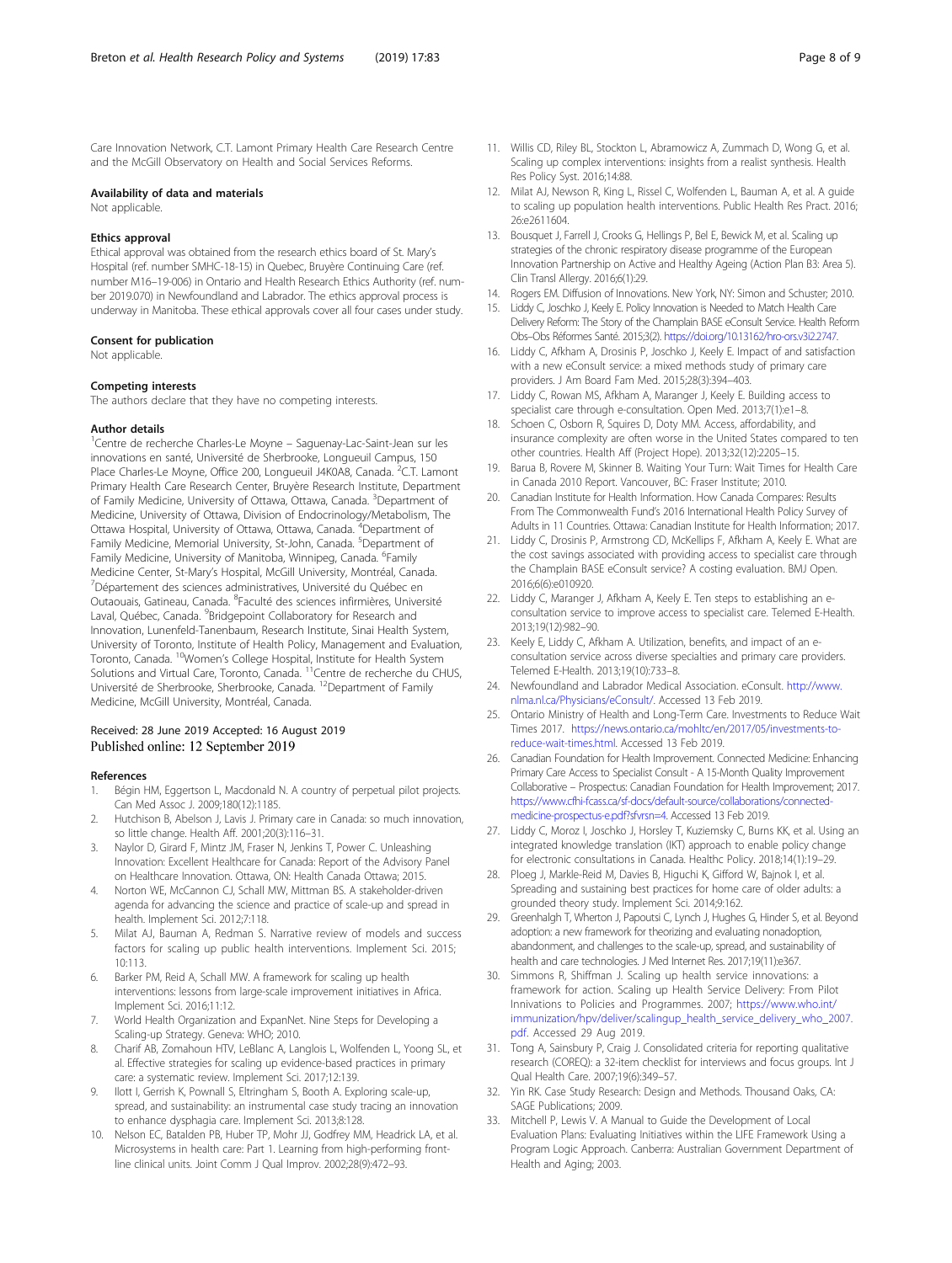Care Innovation Network, C.T. Lamont Primary Health Care Research Centre and the McGill Observatory on Health and Social Services Reforms.

### Availability of data and materials

Not applicable.

### Ethics approval

Ethical approval was obtained from the research ethics board of St. Mary's Hospital (ref. number SMHC-18-15) in Quebec, Bruyère Continuing Care (ref. number M16–19-006) in Ontario and Health Research Ethics Authority (ref. number 2019.070) in Newfoundland and Labrador. The ethics approval process is underway in Manitoba. These ethical approvals cover all four cases under study.

### Consent for publication

Not applicable.

### Competing interests

The authors declare that they have no competing interests.

### Author details

[1]Centre de recherche Charles-Le Moyne – Saguenay-Lac-Saint-Jean sur les innovations en santé, Université de Sherbrooke, Longueuil Campus, 150 Place Charles-Le Moyne, Office 200, Longueuil J4K0A8, Canada. [2]C.T. Lamont Primary Health Care Research Center, Bruyère Research Institute, Department of Family Medicine, University of Ottawa, Ottawa, Canada. [3]Department of Medicine, University of Ottawa, Division of Endocrinology/Metabolism, The Ottawa Hospital, University of Ottawa, Ottawa, Canada. [4]Department of Family Medicine, Memorial University, St-John, Canada. [5]Department of Family Medicine, University of Manitoba, Winnipeg, Canada. [6]Family Medicine Center, St-Mary's Hospital, McGill University, Montréal, Canada. [7]Département des sciences administratives, Université du Québec en Outaouais, Gatineau, Canada. [8]Faculté des sciences infirmières, Université Laval, Québec, Canada. [9]Bridgepoint Collaboratory for Research and Innovation, Lunenfeld-Tanenbaum, Research Institute, Sinai Health System, University of Toronto, Institute of Health Policy, Management and Evaluation, Toronto, Canada. [10]Women's College Hospital, Institute for Health System Solutions and Virtual Care, Toronto, Canada. [11]Centre de recherche du CHUS, Université de Sherbrooke, Sherbrooke, Canada. [12]Department of Family Medicine, McGill University, Montréal, Canada.

Received: 28 June 2019 Accepted: 16 August 2019
Published online: 12 September 2019

### References

1. Bégin HM, Eggertson L, Macdonald N. A country of perpetual pilot projects. Can Med Assoc J. 2009;180(12):1185.
2. Hutchison B, Abelson J, Lavis J. Primary care in Canada: so much innovation, so little change. Health Aff. 2001;20(3):116–31.
3. Naylor D, Girard F, Mintz JM, Fraser N, Jenkins T, Power C. Unleashing Innovation: Excellent Healthcare for Canada: Report of the Advisory Panel on Healthcare Innovation. Ottawa, ON: Health Canada Ottawa; 2015.
4. Norton WE, McCannon CJ, Schall MW, Mittman BS. A stakeholder-driven agenda for advancing the science and practice of scale-up and spread in health. Implement Sci. 2012;7:118.
5. Milat AJ, Bauman A, Redman S. Narrative review of models and success factors for scaling up public health interventions. Implement Sci. 2015; 10:113.
6. Barker PM, Reid A, Schall MW. A framework for scaling up health interventions: lessons from large-scale improvement initiatives in Africa. Implement Sci. 2016;11:12.
7. World Health Organization and ExpanNet. Nine Steps for Developing a Scaling-up Strategy. Geneva: WHO; 2010.
8. Charif AB, Zomahoun HTV, LeBlanc A, Langlois L, Wolfenden L, Yoong SL, et al. Effective strategies for scaling up evidence-based practices in primary care: a systematic review. Implement Sci. 2017;12:139.
9. Ilott I, Gerrish K, Pownall S, Eltringham S, Booth A. Exploring scale-up, spread, and sustainability: an instrumental case study tracing an innovation to enhance dysphagia care. Implement Sci. 2013;8:128.
10. Nelson EC, Batalden PB, Huber TP, Mohr JJ, Godfrey MM, Headrick LA, et al. Microsystems in health care: Part 1. Learning from high-performing front-line clinical units. Joint Comm J Qual Improv. 2002;28(9):472–93.
11. Willis CD, Riley BL, Stockton L, Abramowicz A, Zummach D, Wong G, et al. Scaling up complex interventions: insights from a realist synthesis. Health Res Policy Syst. 2016;14:88.
12. Milat AJ, Newson R, King L, Rissel C, Wolfenden L, Bauman A, et al. A guide to scaling up population health interventions. Public Health Res Pract. 2016; 26:e2611604.
13. Bousquet J, Farrell J, Crooks G, Hellings P, Bel E, Bewick M, et al. Scaling up strategies of the chronic respiratory disease programme of the European Innovation Partnership on Active and Healthy Ageing (Action Plan B3: Area 5). Clin Transl Allergy. 2016;6(1):29.
14. Rogers EM. Diffusion of Innovations. New York, NY: Simon and Schuster; 2010.
15. Liddy C, Joschko J, Keely E. Policy Innovation is Needed to Match Health Care Delivery Reform: The Story of the Champlain BASE eConsult Service. Health Reform Obs–Obs Réformes Santé. 2015;3(2). https://doi.org/10.13162/hro-ors.v3i2.2747.
16. Liddy C, Afkham A, Drosinis P, Joschko J, Keely E. Impact of and satisfaction with a new eConsult service: a mixed methods study of primary care providers. J Am Board Fam Med. 2015;28(3):394–403.
17. Liddy C, Rowan MS, Afkham A, Maranger J, Keely E. Building access to specialist care through e-consultation. Open Med. 2013;7(1):e1–8.
18. Schoen C, Osborn R, Squires D, Doty MM. Access, affordability, and insurance complexity are often worse in the United States compared to ten other countries. Health Aff (Project Hope). 2013;32(12):2205–15.
19. Barua B, Rovere M, Skinner B. Waiting Your Turn: Wait Times for Health Care in Canada 2010 Report. Vancouver, BC: Fraser Institute; 2010.
20. Canadian Institute for Health Information. How Canada Compares: Results From The Commonwealth Fund's 2016 International Health Policy Survey of Adults in 11 Countries. Ottawa: Canadian Institute for Health Information; 2017.
21. Liddy C, Drosinis P, Armstrong CD, McKellips F, Afkham A, Keely E. What are the cost savings associated with providing access to specialist care through the Champlain BASE eConsult service? A costing evaluation. BMJ Open. 2016;6(6):e010920.
22. Liddy C, Maranger J, Afkham A, Keely E. Ten steps to establishing an e-consultation service to improve access to specialist care. Telemed E-Health. 2013;19(12):982–90.
23. Keely E, Liddy C, Afkham A. Utilization, benefits, and impact of an e-consultation service across diverse specialties and primary care providers. Telemed E-Health. 2013;19(10):733–8.
24. Newfoundland and Labrador Medical Association. eConsult. http://www.nlma.nl.ca/Physicians/eConsult/. Accessed 13 Feb 2019.
25. Ontario Ministry of Health and Long-Term Care. Investments to Reduce Wait Times 2017. https://news.ontario.ca/mohltc/en/2017/05/investments-to-reduce-wait-times.html. Accessed 13 Feb 2019.
26. Canadian Foundation for Health Improvement. Connected Medicine: Enhancing Primary Care Access to Specialist Consult - A 15-Month Quality Improvement Collaborative – Prospectus: Canadian Foundation for Health Improvement; 2017. https://www.cfhi-fcass.ca/sf-docs/default-source/collaborations/connected-medicine-prospectus-e.pdf?sfvrsn=4. Accessed 13 Feb 2019.
27. Liddy C, Moroz I, Joschko J, Horsley T, Kuziemsky C, Burns KK, et al. Using an integrated knowledge translation (IKT) approach to enable policy change for electronic consultations in Canada. Healthc Policy. 2018;14(1):19–29.
28. Ploeg J, Markle-Reid M, Davies B, Higuchi K, Gifford W, Bajnok I, et al. Spreading and sustaining best practices for home care of older adults: a grounded theory study. Implement Sci. 2014;9:162.
29. Greenhalgh T, Wherton J, Papoutsi C, Lynch J, Hughes G, Hinder S, et al. Beyond adoption: a new framework for theorizing and evaluating nonadoption, abandonment, and challenges to the scale-up, spread, and sustainability of health and care technologies. J Med Internet Res. 2017;19(11):e367.
30. Simmons R, Shiffman J. Scaling up health service innovations: a framework for action. Scaling up Health Service Delivery: From Pilot Innivations to Policies and Programmes. 2007; https://www.who.int/immunization/hpv/deliver/scalingup_health_service_delivery_who_2007.pdf. Accessed 29 Aug 2019.
31. Tong A, Sainsbury P, Craig J. Consolidated criteria for reporting qualitative research (COREQ): a 32-item checklist for interviews and focus groups. Int J Qual Health Care. 2007;19(6):349–57.
32. Yin RK. Case Study Research: Design and Methods. Thousand Oaks, CA: SAGE Publications; 2009.
33. Mitchell P, Lewis V. A Manual to Guide the Development of Local Evaluation Plans: Evaluating Initiatives within the LIFE Framework Using a Program Logic Approach. Canberra: Australian Government Department of Health and Aging; 2003.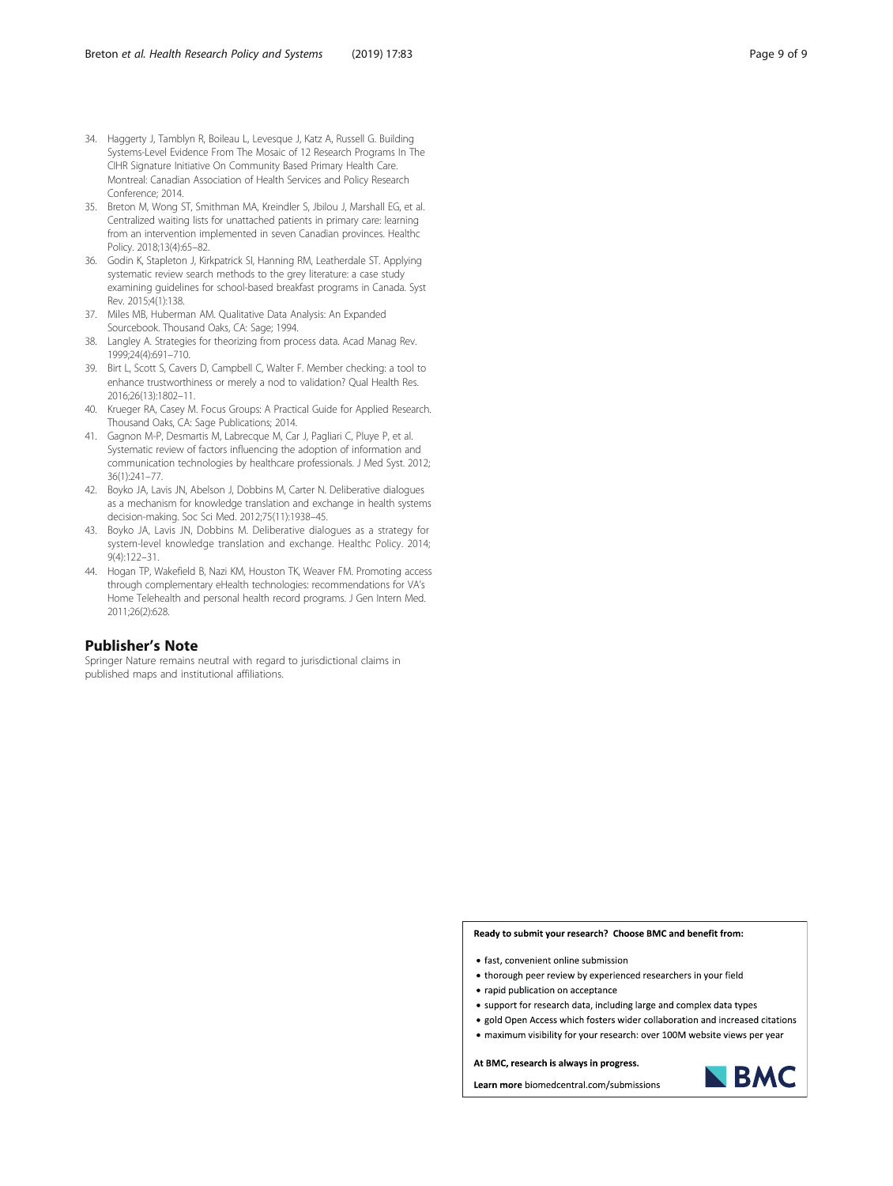34. Haggerty J, Tamblyn R, Boileau L, Levesque J, Katz A, Russell G. Building Systems-Level Evidence From The Mosaic of 12 Research Programs In The CIHR Signature Initiative On Community Based Primary Health Care. Montreal: Canadian Association of Health Services and Policy Research Conference; 2014.
35. Breton M, Wong ST, Smithman MA, Kreindler S, Jbilou J, Marshall EG, et al. Centralized waiting lists for unattached patients in primary care: learning from an intervention implemented in seven Canadian provinces. Healthc Policy. 2018;13(4):65–82.
36. Godin K, Stapleton J, Kirkpatrick SI, Hanning RM, Leatherdale ST. Applying systematic review search methods to the grey literature: a case study examining guidelines for school-based breakfast programs in Canada. Syst Rev. 2015;4(1):138.
37. Miles MB, Huberman AM. Qualitative Data Analysis: An Expanded Sourcebook. Thousand Oaks, CA: Sage; 1994.
38. Langley A. Strategies for theorizing from process data. Acad Manag Rev. 1999;24(4):691–710.
39. Birt L, Scott S, Cavers D, Campbell C, Walter F. Member checking: a tool to enhance trustworthiness or merely a nod to validation? Qual Health Res. 2016;26(13):1802–11.
40. Krueger RA, Casey M. Focus Groups: A Practical Guide for Applied Research. Thousand Oaks, CA: Sage Publications; 2014.
41. Gagnon M-P, Desmartis M, Labrecque M, Car J, Pagliari C, Pluye P, et al. Systematic review of factors influencing the adoption of information and communication technologies by healthcare professionals. J Med Syst. 2012; 36(1):241–77.
42. Boyko JA, Lavis JN, Abelson J, Dobbins M, Carter N. Deliberative dialogues as a mechanism for knowledge translation and exchange in health systems decision-making. Soc Sci Med. 2012;75(11):1938–45.
43. Boyko JA, Lavis JN, Dobbins M. Deliberative dialogues as a strategy for system-level knowledge translation and exchange. Healthc Policy. 2014; 9(4):122–31.
44. Hogan TP, Wakefield B, Nazi KM, Houston TK, Weaver FM. Promoting access through complementary eHealth technologies: recommendations for VA's Home Telehealth and personal health record programs. J Gen Intern Med. 2011;26(2):628.

## Publisher's Note

Springer Nature remains neutral with regard to jurisdictional claims in published maps and institutional affiliations.

**Ready to submit your research? Choose BMC and benefit from:**

- fast, convenient online submission
- thorough peer review by experienced researchers in your field
- rapid publication on acceptance
- support for research data, including large and complex data types
- gold Open Access which fosters wider collaboration and increased citations
- maximum visibility for your research: over 100M website views per year

**At BMC, research is always in progress.**

**Learn more** biomedcentral.com/submissions

BMC